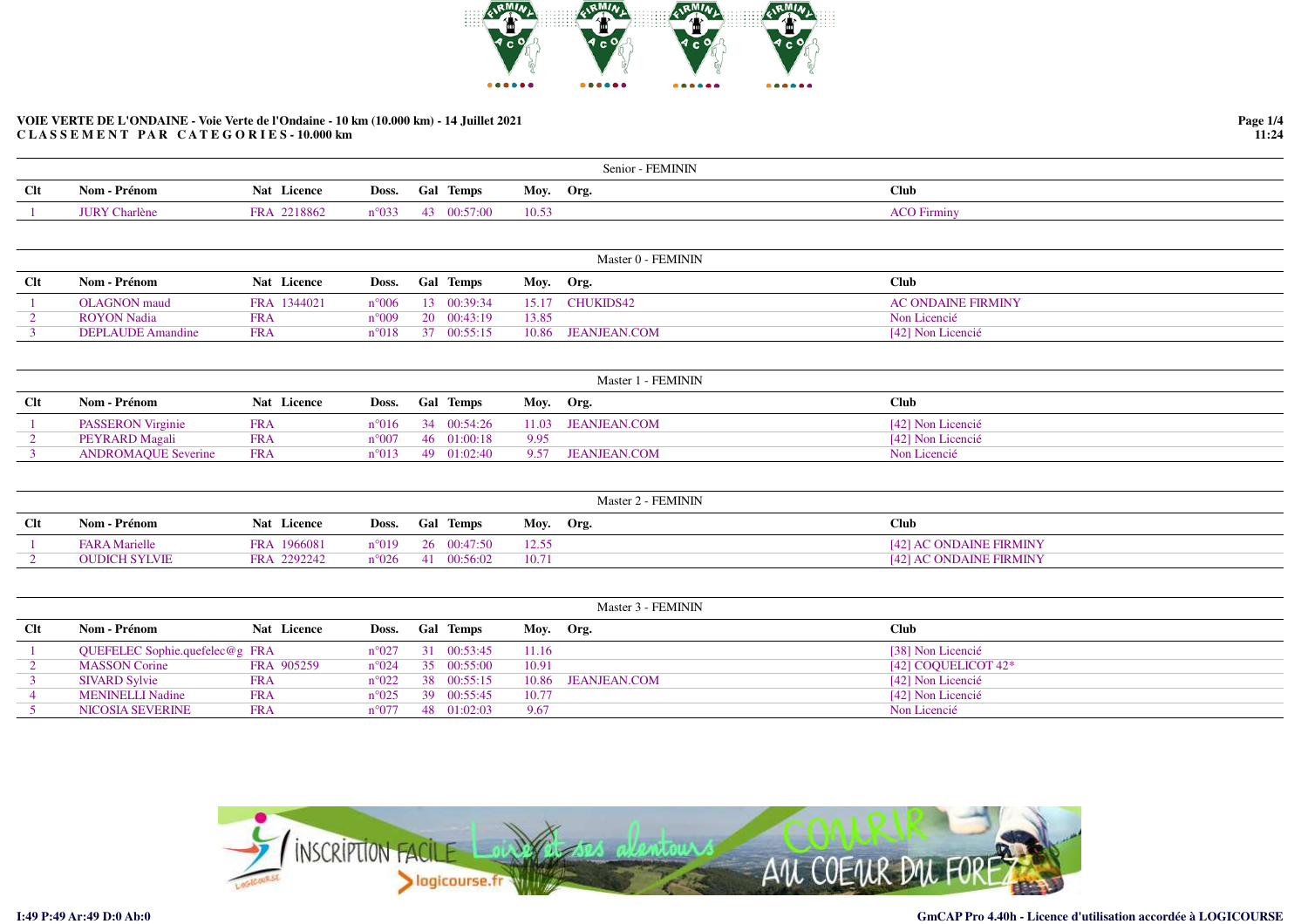**VOIE VERTE DE L'ONDAINE - Voie Verte de l'Ondaine - 10 km (10.000 km) - 14 Juillet 2021**
**CLASSEMENT PAR CATEGORIES - 10.000 km**

### Senior - FEMININ

| Clt | Nom - Prénom | Nat | Licence | Doss. | Gal | Temps | Moy. | Org. | Club |
|---|---|---|---|---|---|---|---|---|---|
| 1 | JURY Charlène | FRA | 2218862 | n°033 | 43 | 00:57:00 | 10.53 | | ACO Firminy |

### Master 0 - FEMININ

| Clt | Nom - Prénom | Nat | Licence | Doss. | Gal | Temps | Moy. | Org. | Club |
|---|---|---|---|---|---|---|---|---|---|
| 1 | OLAGNON maud | FRA | 1344021 | n°006 | 13 | 00:39:34 | 15.17 | CHUKIDS42 | AC ONDAINE FIRMINY |
| 2 | ROYON Nadia | FRA | | n°009 | 20 | 00:43:19 | 13.85 | | Non Licencié |
| 3 | DEPLAUDE Amandine | FRA | | n°018 | 37 | 00:55:15 | 10.86 | JEANJEAN.COM | [42] Non Licencié |

### Master 1 - FEMININ

| Clt | Nom - Prénom | Nat | Licence | Doss. | Gal | Temps | Moy. | Org. | Club |
|---|---|---|---|---|---|---|---|---|---|
| 1 | PASSERON Virginie | FRA | | n°016 | 34 | 00:54:26 | 11.03 | JEANJEAN.COM | [42] Non Licencié |
| 2 | PEYRARD Magali | FRA | | n°007 | 46 | 01:00:18 | 9.95 | | [42] Non Licencié |
| 3 | ANDROMAQUE Severine | FRA | | n°013 | 49 | 01:02:40 | 9.57 | JEANJEAN.COM | Non Licencié |

### Master 2 - FEMININ

| Clt | Nom - Prénom | Nat | Licence | Doss. | Gal | Temps | Moy. | Org. | Club |
|---|---|---|---|---|---|---|---|---|---|
| 1 | FARA Marielle | FRA | 1966081 | n°019 | 26 | 00:47:50 | 12.55 | | [42] AC ONDAINE FIRMINY |
| 2 | OUDICH SYLVIE | FRA | 2292242 | n°026 | 41 | 00:56:02 | 10.71 | | [42] AC ONDAINE FIRMINY |

### Master 3 - FEMININ

| Clt | Nom - Prénom | Nat | Licence | Doss. | Gal | Temps | Moy. | Org. | Club |
|---|---|---|---|---|---|---|---|---|---|
| 1 | QUEFELEC Sophie.quefelec@g | FRA | | n°027 | 31 | 00:53:45 | 11.16 | | [38] Non Licencié |
| 2 | MASSON Corine | FRA | 905259 | n°024 | 35 | 00:55:00 | 10.91 | | [42] COQUELICOT 42* |
| 3 | SIVARD Sylvie | FRA | | n°022 | 38 | 00:55:15 | 10.86 | JEANJEAN.COM | [42] Non Licencié |
| 4 | MENINELLI Nadine | FRA | | n°025 | 39 | 00:55:45 | 10.77 | | [42] Non Licencié |
| 5 | NICOSIA SEVERINE | FRA | | n°077 | 48 | 01:02:03 | 9.67 | | Non Licencié |

I:49 P:49 Ar:49 D:0 Ab:0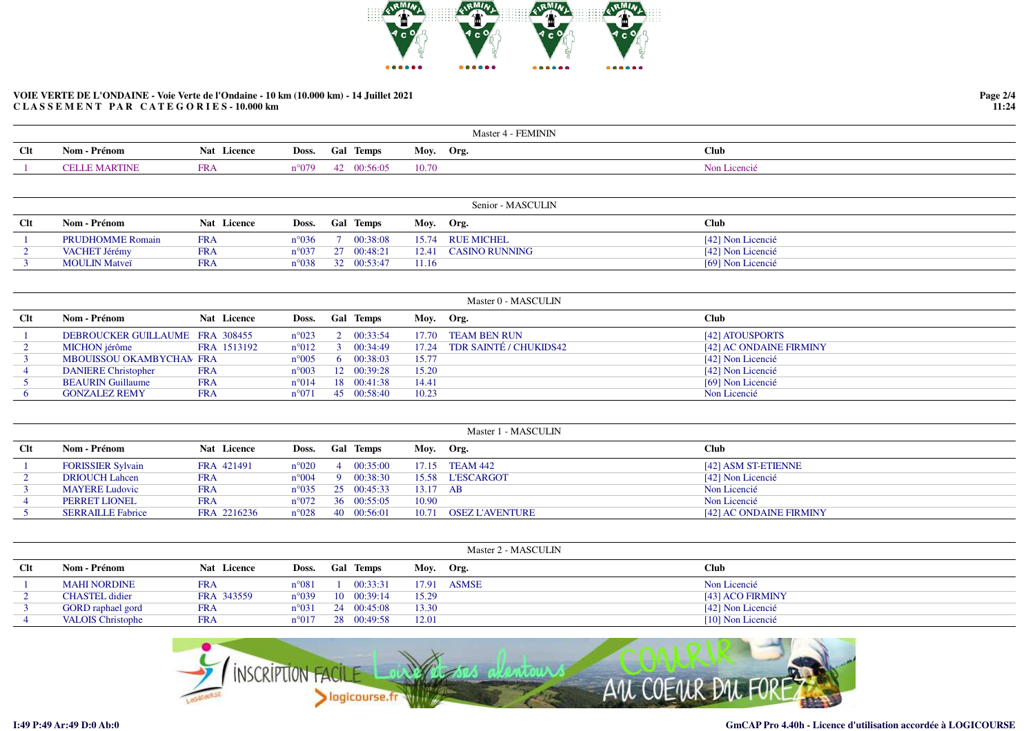**VOIE VERTE DE L'ONDAINE - Voie Verte de l'Ondaine - 10 km (10.000 km) - 14 Juillet 2021**
**C L A S S E M E N T  P A R  C A T E G O R I E S - 10.000 km**

### Master 4 - FEMININ

| Clt | Nom - Prénom | Nat | Licence | Doss. | Gal | Temps | Moy. | Org. | Club |
|---|---|---|---|---|---|---|---|---|---|
| 1 | CELLE MARTINE | FRA | | n°079 | 42 | 00:56:05 | 10.70 | | Non Licencié |

### Senior - MASCULIN

| Clt | Nom - Prénom | Nat | Licence | Doss. | Gal | Temps | Moy. | Org. | Club |
|---|---|---|---|---|---|---|---|---|---|
| 1 | PRUDHOMME Romain | FRA | | n°036 | 7 | 00:38:08 | 15.74 | RUE MICHEL | [42] Non Licencié |
| 2 | VACHET Jérémy | FRA | | n°037 | 27 | 00:48:21 | 12.41 | CASINO RUNNING | [42] Non Licencié |
| 3 | MOULIN Matveï | FRA | | n°038 | 32 | 00:53:47 | 11.16 | | [69] Non Licencié |

### Master 0 - MASCULIN

| Clt | Nom - Prénom | Nat | Licence | Doss. | Gal | Temps | Moy. | Org. | Club |
|---|---|---|---|---|---|---|---|---|---|
| 1 | DEBROUCKER GUILLAUME | FRA | 308455 | n°023 | 2 | 00:33:54 | 17.70 | TEAM BEN RUN | [42] ATOUSPORTS |
| 2 | MICHON jérôme | FRA | 1513192 | n°012 | 3 | 00:34:49 | 17.24 | TDR SAINTÉ / CHUKIDS42 | [42] AC ONDAINE FIRMINY |
| 3 | MBOUISSOU OKAMBYCHAM | FRA | | n°005 | 6 | 00:38:03 | 15.77 | | [42] Non Licencié |
| 4 | DANIERE Christopher | FRA | | n°003 | 12 | 00:39:28 | 15.20 | | [42] Non Licencié |
| 5 | BEAURIN Guillaume | FRA | | n°014 | 18 | 00:41:38 | 14.41 | | [69] Non Licencié |
| 6 | GONZALEZ REMY | FRA | | n°071 | 45 | 00:58:40 | 10.23 | | Non Licencié |

### Master 1 - MASCULIN

| Clt | Nom - Prénom | Nat | Licence | Doss. | Gal | Temps | Moy. | Org. | Club |
|---|---|---|---|---|---|---|---|---|---|
| 1 | FORISSIER Sylvain | FRA | 421491 | n°020 | 4 | 00:35:00 | 17.15 | TEAM 442 | [42] ASM ST-ETIENNE |
| 2 | DRIOUCH Lahcen | FRA | | n°004 | 9 | 00:38:30 | 15.58 | L'ESCARGOT | [42] Non Licencié |
| 3 | MAYERE Ludovic | FRA | | n°035 | 25 | 00:45:33 | 13.17 | AB | Non Licencié |
| 4 | PERRET LIONEL | FRA | | n°072 | 36 | 00:55:05 | 10.90 | | Non Licencié |
| 5 | SERRAILLE Fabrice | FRA | 2216236 | n°028 | 40 | 00:56:01 | 10.71 | OSEZ L'AVENTURE | [42] AC ONDAINE FIRMINY |

### Master 2 - MASCULIN

| Clt | Nom - Prénom | Nat | Licence | Doss. | Gal | Temps | Moy. | Org. | Club |
|---|---|---|---|---|---|---|---|---|---|
| 1 | MAHI NORDINE | FRA | | n°081 | 1 | 00:33:31 | 17.91 | ASMSE | Non Licencié |
| 2 | CHASTEL didier | FRA | 343559 | n°039 | 10 | 00:39:14 | 15.29 | | [43] ACO FIRMINY |
| 3 | GORD raphael gord | FRA | | n°031 | 24 | 00:45:08 | 13.30 | | [42] Non Licencié |
| 4 | VALOIS Christophe | FRA | | n°017 | 28 | 00:49:58 | 12.01 | | [10] Non Licencié |

I:49 P:49 Ar:49 D:0 Ab:0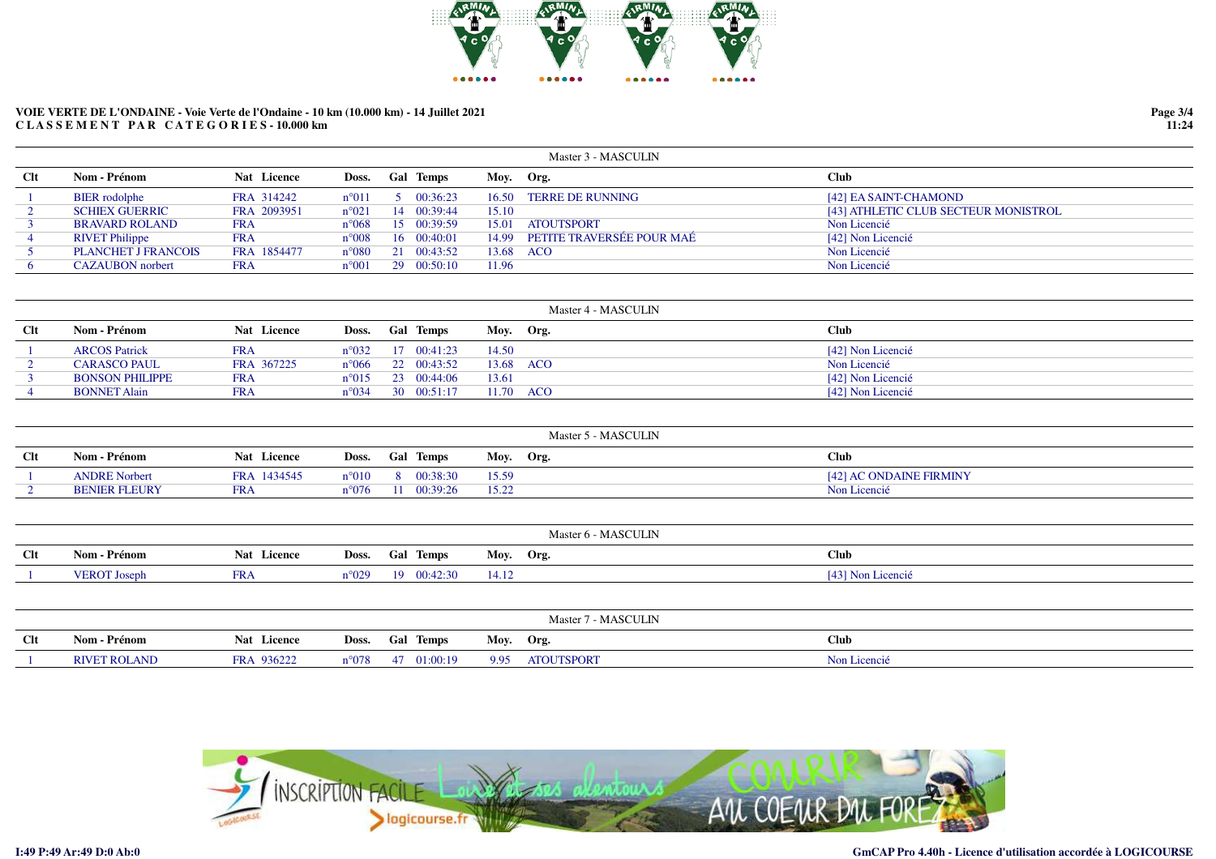**VOIE VERTE DE L'ONDAINE - Voie Verte de l'Ondaine - 10 km (10.000 km) - 14 Juillet 2021**
**CLASSEMENT PAR CATEGORIES - 10.000 km**

### Master 3 - MASCULIN

| Clt | Nom - Prénom | Nat | Licence | Doss. | Gal | Temps | Moy. | Org. | Club |
|---|---|---|---|---|---|---|---|---|---|
| 1 | BIER rodolphe | FRA | 314242 | n°011 | 5 | 00:36:23 | 16.50 | TERRE DE RUNNING | [42] EA SAINT-CHAMOND |
| 2 | SCHIEX GUERRIC | FRA | 2093951 | n°021 | 14 | 00:39:44 | 15.10 | | [43] ATHLETIC CLUB SECTEUR MONISTROL |
| 3 | BRAVARD ROLAND | FRA | | n°068 | 15 | 00:39:59 | 15.01 | ATOUTSPORT | Non Licencié |
| 4 | RIVET Philippe | FRA | | n°008 | 16 | 00:40:01 | 14.99 | PETITE TRAVERSÉE POUR MAÉ | [42] Non Licencié |
| 5 | PLANCHET J FRANCOIS | FRA | 1854477 | n°080 | 21 | 00:43:52 | 13.68 | ACO | Non Licencié |
| 6 | CAZAUBON norbert | FRA | | n°001 | 29 | 00:50:10 | 11.96 | | Non Licencié |

### Master 4 - MASCULIN

| Clt | Nom - Prénom | Nat | Licence | Doss. | Gal | Temps | Moy. | Org. | Club |
|---|---|---|---|---|---|---|---|---|---|
| 1 | ARCOS Patrick | FRA | | n°032 | 17 | 00:41:23 | 14.50 | | [42] Non Licencié |
| 2 | CARASCO PAUL | FRA | 367225 | n°066 | 22 | 00:43:52 | 13.68 | ACO | Non Licencié |
| 3 | BONSON PHILIPPE | FRA | | n°015 | 23 | 00:44:06 | 13.61 | | [42] Non Licencié |
| 4 | BONNET Alain | FRA | | n°034 | 30 | 00:51:17 | 11.70 | ACO | [42] Non Licencié |

### Master 5 - MASCULIN

| Clt | Nom - Prénom | Nat | Licence | Doss. | Gal | Temps | Moy. | Org. | Club |
|---|---|---|---|---|---|---|---|---|---|
| 1 | ANDRE Norbert | FRA | 1434545 | n°010 | 8 | 00:38:30 | 15.59 | | [42] AC ONDAINE FIRMINY |
| 2 | BENIER FLEURY | FRA | | n°076 | 11 | 00:39:26 | 15.22 | | Non Licencié |

### Master 6 - MASCULIN

| Clt | Nom - Prénom | Nat | Licence | Doss. | Gal | Temps | Moy. | Org. | Club |
|---|---|---|---|---|---|---|---|---|---|
| 1 | VEROT Joseph | FRA | | n°029 | 19 | 00:42:30 | 14.12 | | [43] Non Licencié |

### Master 7 - MASCULIN

| Clt | Nom - Prénom | Nat | Licence | Doss. | Gal | Temps | Moy. | Org. | Club |
|---|---|---|---|---|---|---|---|---|---|
| 1 | RIVET ROLAND | FRA | 936222 | n°078 | 47 | 01:00:19 | 9.95 | ATOUTSPORT | Non Licencié |

I:49 P:49 Ar:49 D:0 Ab:0

GmCAP Pro 4.40h - Licence d'utilisation accordée à LOGICOURSE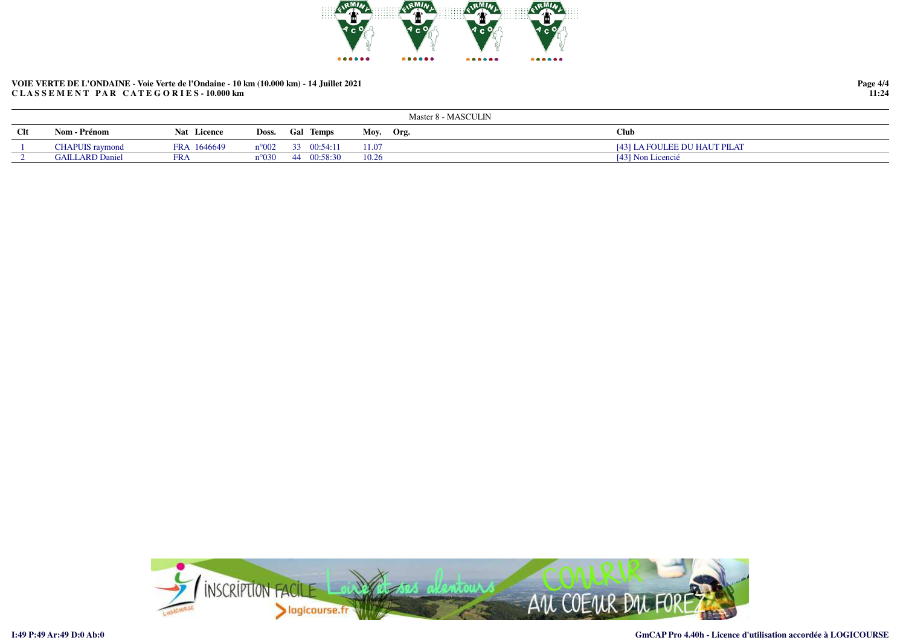**VOIE VERTE DE L'ONDAINE - Voie Verte de l'Ondaine - 10 km (10.000 km) - 14 Juillet 2021**
**C L A S S E M E N T  P A R  C A T E G O R I E S - 10.000 km**

Master 8 - MASCULIN

| Clt | Nom - Prénom | Nat | Licence | Doss. | Gal | Temps | Moy. | Org. | Club |
|---|---|---|---|---|---|---|---|---|---|
| 1 | CHAPUIS raymond | FRA | 1646649 | n°002 | 33 | 00:54:11 | 11.07 | | [43] LA FOULEE DU HAUT PILAT |
| 2 | GAILLARD Daniel | FRA | | n°030 | 44 | 00:58:30 | 10.26 | | [43] Non Licencié |

I:49 P:49 Ar:49 D:0 Ab:0

GmCAP Pro 4.40h - Licence d'utilisation accordée à LOGICOURSE